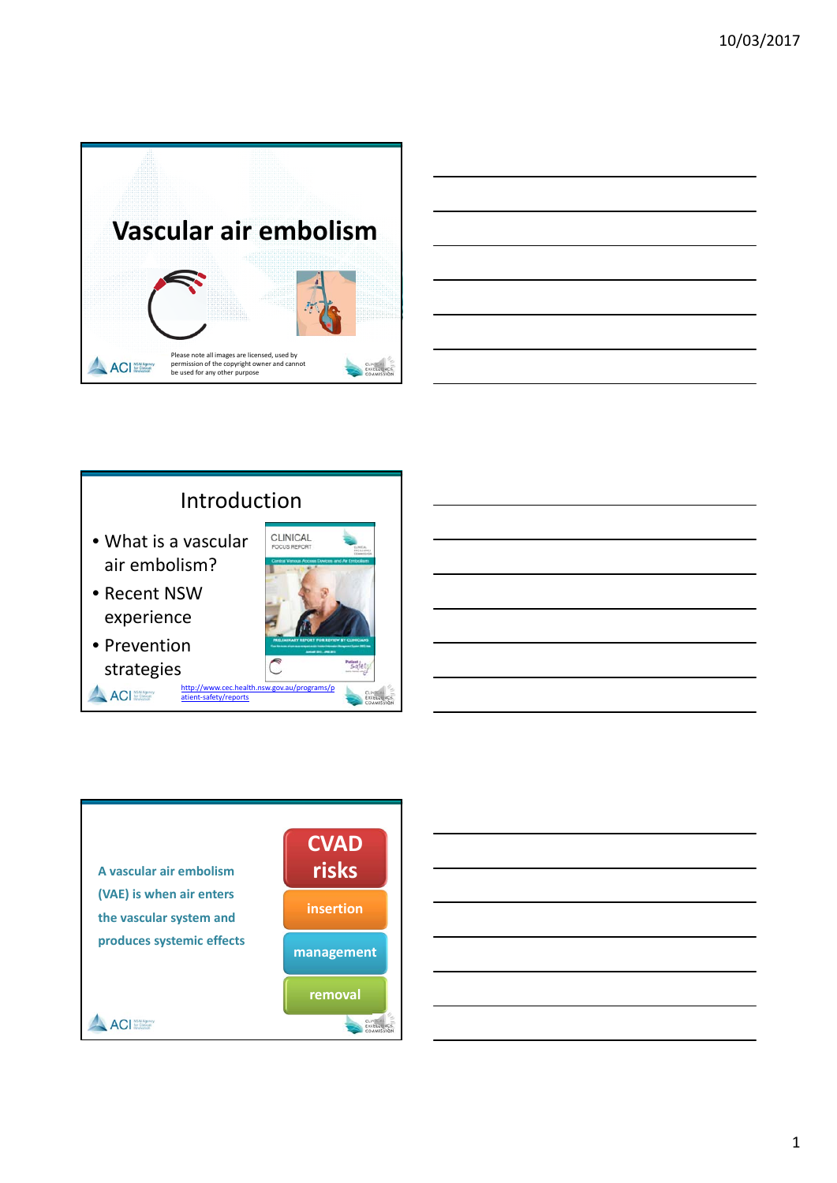# Vascular air embolism

Please note all images are licensed, used by permission of the copyright owner and cannot be used for any other purpose

## Introduction

- What is a vascular air embolism?
- Recent NSW experience
- Prevention strategies

CLINICAL FOCUS REPORT

Central Venous Access Devices and Air Embolism

PRELIMINARY REPORT FOR REVIEW BY CLINICIANS

http://www.cec.health.nsw.gov.au/programs/patient-safety/reports

**A vascular air embolism (VAE) is when air enters the vascular system and produces systemic effects**

**CVAD risks**

- insertion
- management
- removal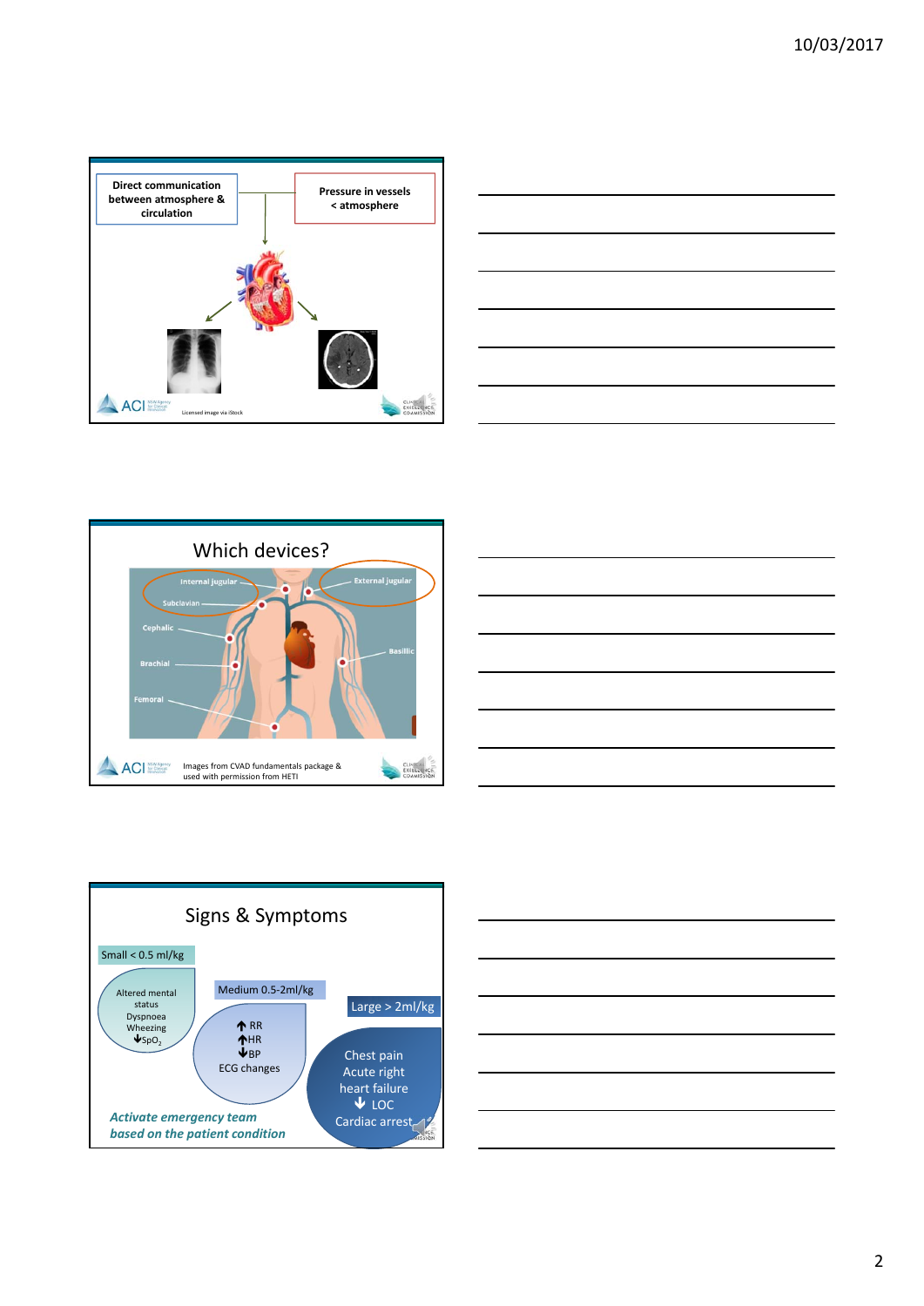Direct communication between atmosphere & circulation

Pressure in vessels < atmosphere

Licensed image via iStock

## Which devices?

- Internal jugular
- Subclavian
- External jugular
- Cephalic
- Brachial
- Basillic
- Femoral

Images from CVAD fundamentals package & used with permission from HETI

## Signs & Symptoms

**Small < 0.5 ml/kg**

- Altered mental status
- Dyspnoea
- Wheezing
- ↓$SpO_2$

**Medium 0.5-2ml/kg**

- ↑RR
- ↑HR
- ↓BP
- ECG changes

**Large > 2ml/kg**

- Chest pain
- Acute right heart failure
- ↓ LOC
- Cardiac arrest

***Activate emergency team based on the patient condition***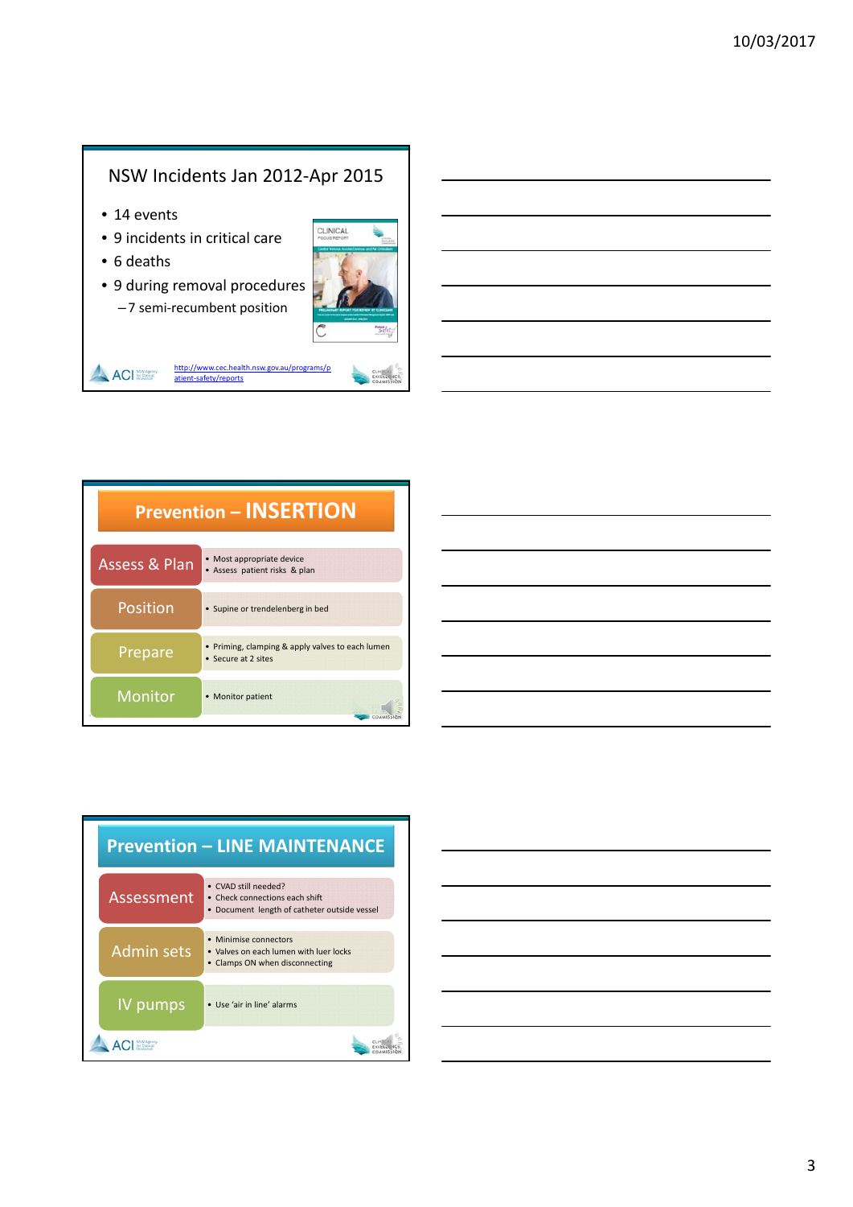## NSW Incidents Jan 2012-Apr 2015

- 14 events
- 9 incidents in critical care
- 6 deaths
- 9 during removal procedures
  - 7 semi-recumbent position

http://www.cec.health.nsw.gov.au/programs/patient-safety/reports

## Prevention – INSERTION

| | |
|---|---|
| Assess & Plan | • Most appropriate device<br>• Assess patient risks & plan |
| Position | • Supine or trendelenberg in bed |
| Prepare | • Priming, clamping & apply valves to each lumen<br>• Secure at 2 sites |
| Monitor | • Monitor patient |

## Prevention – LINE MAINTENANCE

| | |
|---|---|
| Assessment | • CVAD still needed?<br>• Check connections each shift<br>• Document length of catheter outside vessel |
| Admin sets | • Minimise connectors<br>• Valves on each lumen with luer locks<br>• Clamps ON when disconnecting |
| IV pumps | • Use 'air in line' alarms |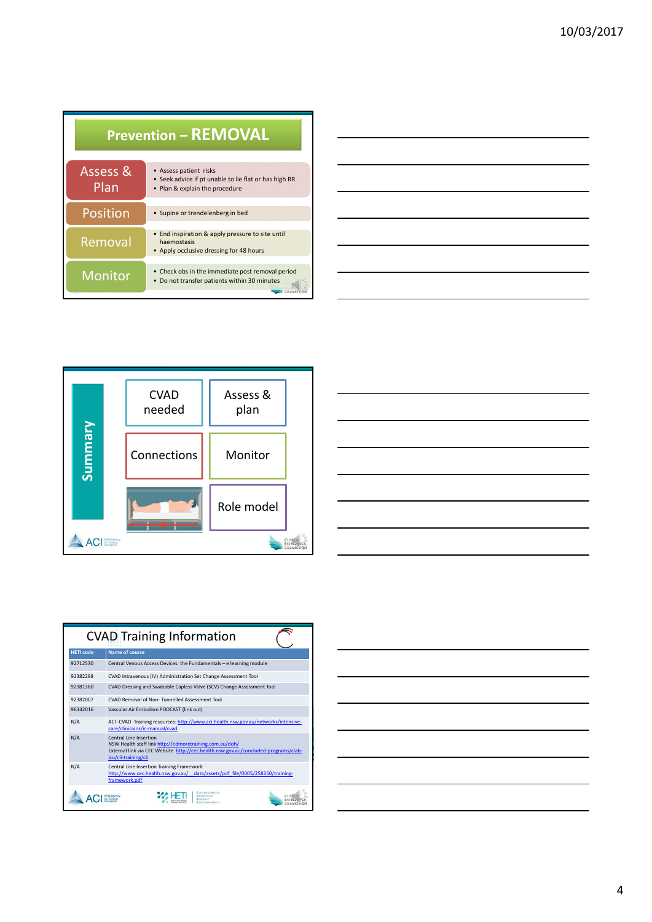## Prevention – REMOVAL

**Assess & Plan**
- Assess patient risks
- Seek advice if pt unable to lie flat or has high RR
- Plan & explain the procedure

**Position**
- Supine or trendelenberg in bed

**Removal**
- End inspiration & apply pressure to site until haemostasis
- Apply occlusive dressing for 48 hours

**Monitor**
- Check obs in the immediate post removal period
- Do not transfer patients within 30 minutes

## Summary

- CVAD needed
- Assess & plan
- Connections
- Monitor
- Role model

## CVAD Training Information

| HETI code | Name of course |
|---|---|
| 92712530 | Central Venous Access Devices: the Fundamentals – e learning module |
| 92382298 | CVAD Intravenous (IV) Administration Set Change Assessment Tool |
| 92381360 | CVAD Dressing and Swabable Capless Valve (SCV) Change Assessment Tool |
| 92382007 | CVAD Removal of Non- Tunnelled Assessment Tool |
| 96342016 | Vascular Air Embolism PODCAST (link out) |
| N/A | ACI -CVAD Training resources: http://www.aci.health.nsw.gov.au/networks/intensive-care/clinicians/ic-manual/cvad |
| N/A | Central Line Insertion<br>NSW Health staff link http://edmoretraining.com.au/doh/<br>External link via CEC Website http://cec.health.nsw.gov.au/concluded-programs/clab-icu/cli-training/cli |
| N/A | Central Line Insertion Training Framework<br>http://www.cec.health.nsw.gov.au/__data/assets/pdf_file/0005/258350/training-framework.pdf |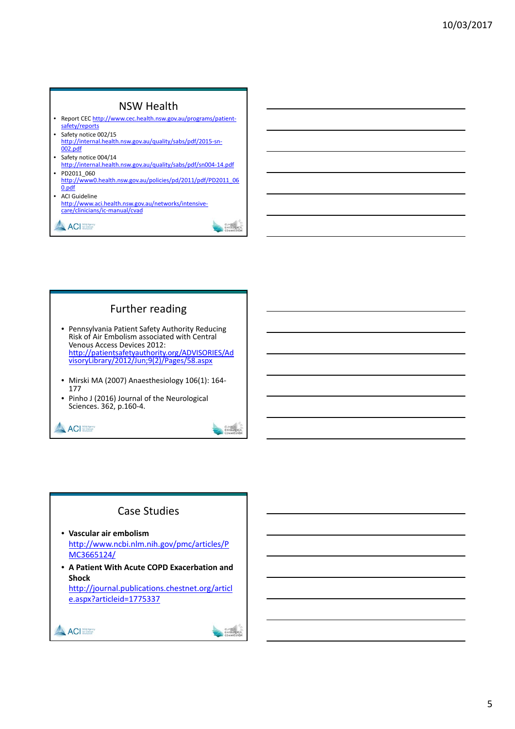## NSW Health

- Report CEC http://www.cec.health.nsw.gov.au/programs/patient-safety/reports
- Safety notice 002/15 http://internal.health.nsw.gov.au/quality/sabs/pdf/2015-sn-002.pdf
- Safety notice 004/14 http://internal.health.nsw.gov.au/quality/sabs/pdf/sn004-14.pdf
- PD2011_060 http://www0.health.nsw.gov.au/policies/pd/2011/pdf/PD2011_060.pdf
- ACI Guideline http://www.aci.health.nsw.gov.au/networks/intensive-care/clinicians/ic-manual/cvad

## Further reading

- Pennsylvania Patient Safety Authority Reducing Risk of Air Embolism associated with Central Venous Access Devices 2012: http://patientsafetyauthority.org/ADVISORIES/AdvisoryLibrary/2012/Jun;9(2)/Pages/58.aspx
- Mirski MA (2007) Anaesthesiology 106(1): 164-177
- Pinho J (2016) Journal of the Neurological Sciences. 362, p.160-4.

## Case Studies

- **Vascular air embolism** http://www.ncbi.nlm.nih.gov/pmc/articles/PMC3665124/
- **A Patient With Acute COPD Exacerbation and Shock** http://journal.publications.chestnet.org/article.aspx?articleid=1775337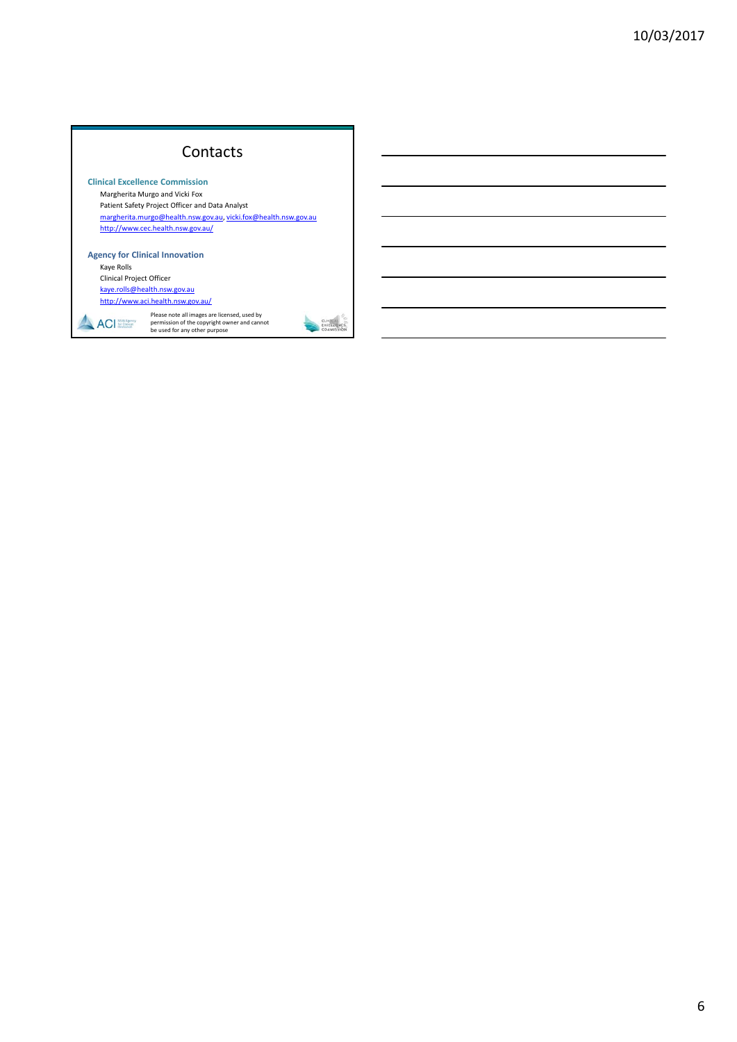# Contacts

**Clinical Excellence Commission**

Margherita Murgo and Vicki Fox
Patient Safety Project Officer and Data Analyst
margherita.murgo@health.nsw.gov.au, vicki.fox@health.nsw.gov.au
http://www.cec.health.nsw.gov.au/

**Agency for Clinical Innovation**

Kaye Rolls
Clinical Project Officer
kaye.rolls@health.nsw.gov.au
http://www.aci.health.nsw.gov.au/

Please note all images are licensed, used by permission of the copyright owner and cannot be used for any other purpose